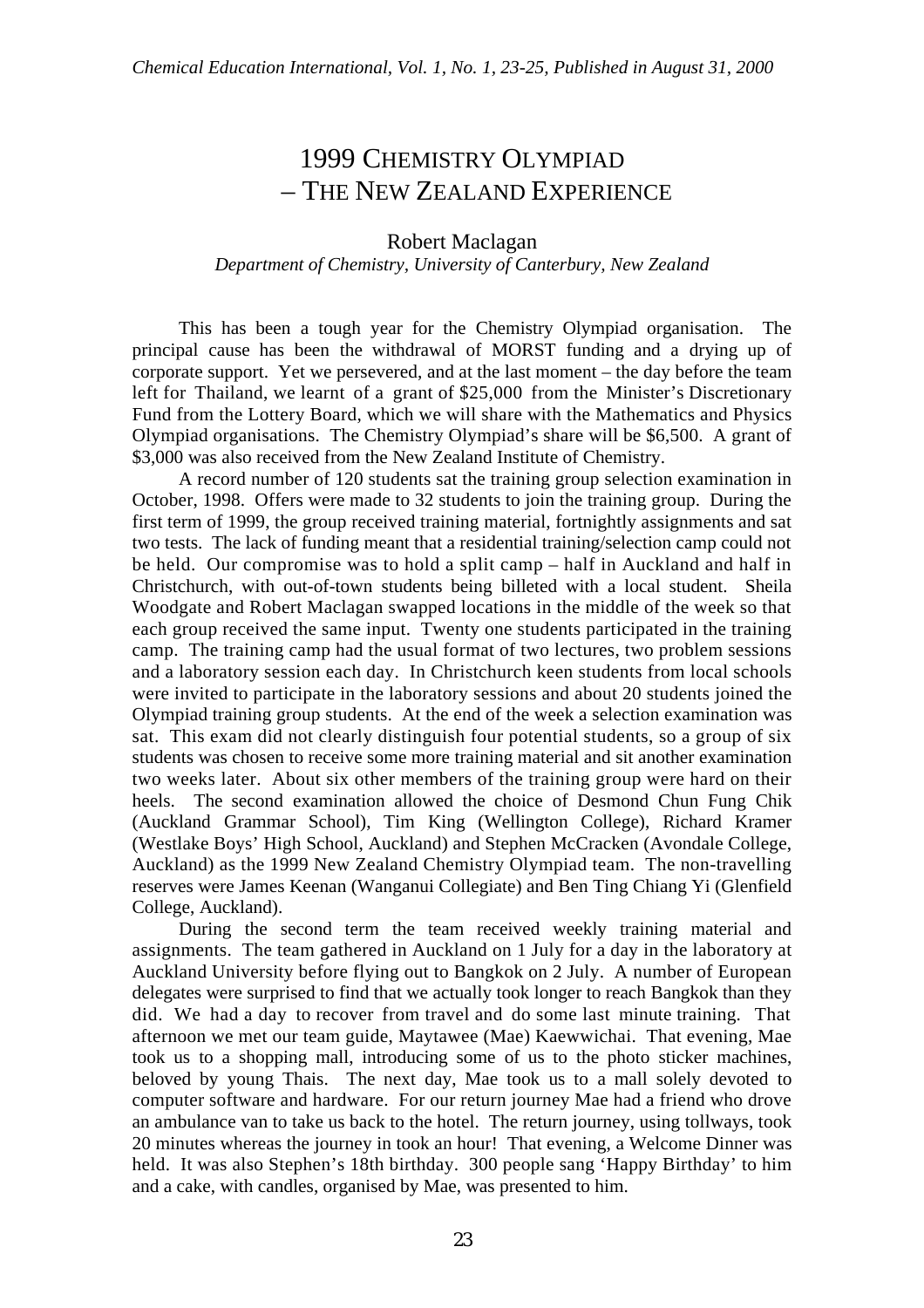# 1999 Chemistry Olympiad – The New Zealand Experience

Robert Maclagan

*Department of Chemistry, University of Canterbury, New Zealand*

This has been a tough year for the Chemistry Olympiad organisation. The principal cause has been the withdrawal of MORST funding and a drying up of corporate support. Yet we persevered, and at the last moment – the day before the team left for Thailand, we learnt of a grant of $25,000 from the Minister's Discretionary Fund from the Lottery Board, which we will share with the Mathematics and Physics Olympiad organisations. The Chemistry Olympiad's share will be $6,500. A grant of $3,000 was also received from the New Zealand Institute of Chemistry.

A record number of 120 students sat the training group selection examination in October, 1998. Offers were made to 32 students to join the training group. During the first term of 1999, the group received training material, fortnightly assignments and sat two tests. The lack of funding meant that a residential training/selection camp could not be held. Our compromise was to hold a split camp – half in Auckland and half in Christchurch, with out-of-town students being billeted with a local student. Sheila Woodgate and Robert Maclagan swapped locations in the middle of the week so that each group received the same input. Twenty one students participated in the training camp. The training camp had the usual format of two lectures, two problem sessions and a laboratory session each day. In Christchurch keen students from local schools were invited to participate in the laboratory sessions and about 20 students joined the Olympiad training group students. At the end of the week a selection examination was sat. This exam did not clearly distinguish four potential students, so a group of six students was chosen to receive some more training material and sit another examination two weeks later. About six other members of the training group were hard on their heels. The second examination allowed the choice of Desmond Chun Fung Chik (Auckland Grammar School), Tim King (Wellington College), Richard Kramer (Westlake Boys' High School, Auckland) and Stephen McCracken (Avondale College, Auckland) as the 1999 New Zealand Chemistry Olympiad team. The non-travelling reserves were James Keenan (Wanganui Collegiate) and Ben Ting Chiang Yi (Glenfield College, Auckland).

During the second term the team received weekly training material and assignments. The team gathered in Auckland on 1 July for a day in the laboratory at Auckland University before flying out to Bangkok on 2 July. A number of European delegates were surprised to find that we actually took longer to reach Bangkok than they did. We had a day to recover from travel and do some last minute training. That afternoon we met our team guide, Maytawee (Mae) Kaewwichai. That evening, Mae took us to a shopping mall, introducing some of us to the photo sticker machines, beloved by young Thais. The next day, Mae took us to a mall solely devoted to computer software and hardware. For our return journey Mae had a friend who drove an ambulance van to take us back to the hotel. The return journey, using tollways, took 20 minutes whereas the journey in took an hour! That evening, a Welcome Dinner was held. It was also Stephen's 18th birthday. 300 people sang 'Happy Birthday' to him and a cake, with candles, organised by Mae, was presented to him.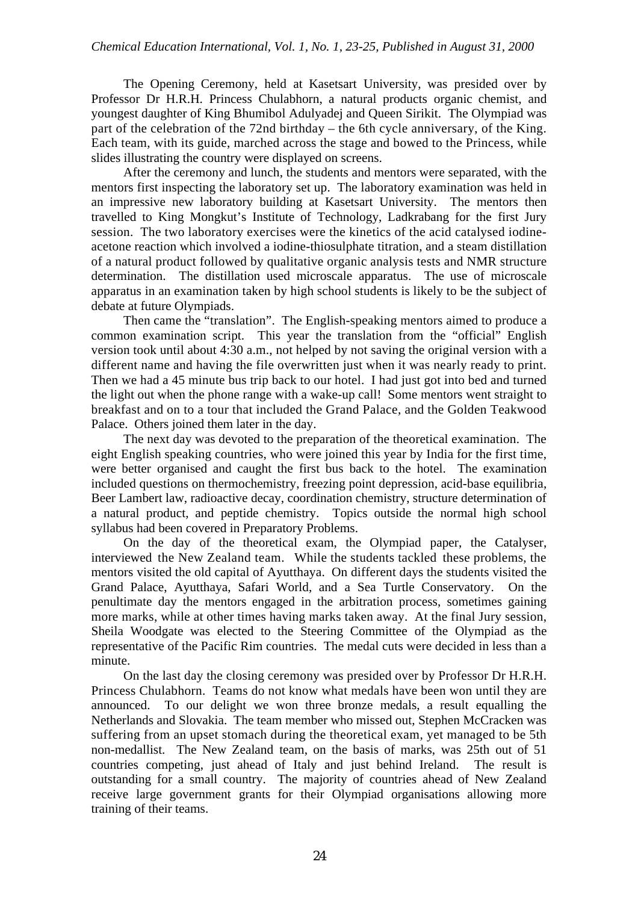The Opening Ceremony, held at Kasetsart University, was presided over by Professor Dr H.R.H. Princess Chulabhorn, a natural products organic chemist, and youngest daughter of King Bhumibol Adulyadej and Queen Sirikit. The Olympiad was part of the celebration of the 72nd birthday – the 6th cycle anniversary, of the King. Each team, with its guide, marched across the stage and bowed to the Princess, while slides illustrating the country were displayed on screens.

After the ceremony and lunch, the students and mentors were separated, with the mentors first inspecting the laboratory set up. The laboratory examination was held in an impressive new laboratory building at Kasetsart University. The mentors then travelled to King Mongkut's Institute of Technology, Ladkrabang for the first Jury session. The two laboratory exercises were the kinetics of the acid catalysed iodine-acetone reaction which involved a iodine-thiosulphate titration, and a steam distillation of a natural product followed by qualitative organic analysis tests and NMR structure determination. The distillation used microscale apparatus. The use of microscale apparatus in an examination taken by high school students is likely to be the subject of debate at future Olympiads.

Then came the "translation". The English-speaking mentors aimed to produce a common examination script. This year the translation from the "official" English version took until about 4:30 a.m., not helped by not saving the original version with a different name and having the file overwritten just when it was nearly ready to print. Then we had a 45 minute bus trip back to our hotel. I had just got into bed and turned the light out when the phone range with a wake-up call! Some mentors went straight to breakfast and on to a tour that included the Grand Palace, and the Golden Teakwood Palace. Others joined them later in the day.

The next day was devoted to the preparation of the theoretical examination. The eight English speaking countries, who were joined this year by India for the first time, were better organised and caught the first bus back to the hotel. The examination included questions on thermochemistry, freezing point depression, acid-base equilibria, Beer Lambert law, radioactive decay, coordination chemistry, structure determination of a natural product, and peptide chemistry. Topics outside the normal high school syllabus had been covered in Preparatory Problems.

On the day of the theoretical exam, the Olympiad paper, the Catalyser, interviewed the New Zealand team. While the students tackled these problems, the mentors visited the old capital of Ayutthaya. On different days the students visited the Grand Palace, Ayutthaya, Safari World, and a Sea Turtle Conservatory. On the penultimate day the mentors engaged in the arbitration process, sometimes gaining more marks, while at other times having marks taken away. At the final Jury session, Sheila Woodgate was elected to the Steering Committee of the Olympiad as the representative of the Pacific Rim countries. The medal cuts were decided in less than a minute.

On the last day the closing ceremony was presided over by Professor Dr H.R.H. Princess Chulabhorn. Teams do not know what medals have been won until they are announced. To our delight we won three bronze medals, a result equalling the Netherlands and Slovakia. The team member who missed out, Stephen McCracken was suffering from an upset stomach during the theoretical exam, yet managed to be 5th non-medallist. The New Zealand team, on the basis of marks, was 25th out of 51 countries competing, just ahead of Italy and just behind Ireland. The result is outstanding for a small country. The majority of countries ahead of New Zealand receive large government grants for their Olympiad organisations allowing more training of their teams.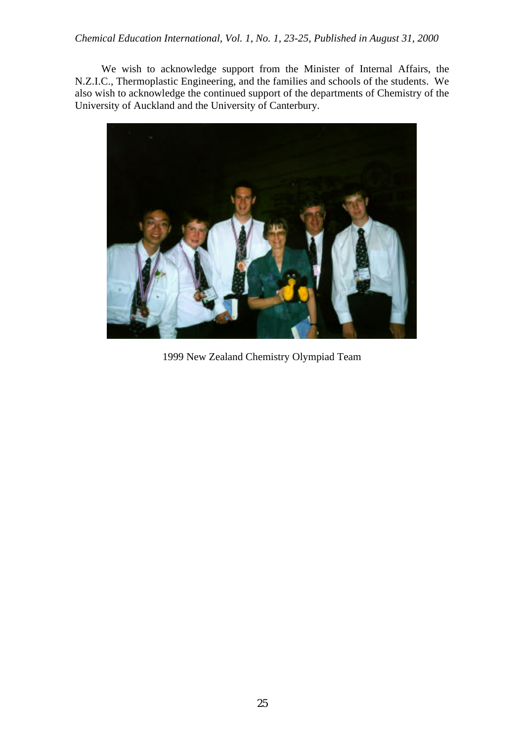We wish to acknowledge support from the Minister of Internal Affairs, the N.Z.I.C., Thermoplastic Engineering, and the families and schools of the students. We also wish to acknowledge the continued support of the departments of Chemistry of the University of Auckland and the University of Canterbury.

1999 New Zealand Chemistry Olympiad Team